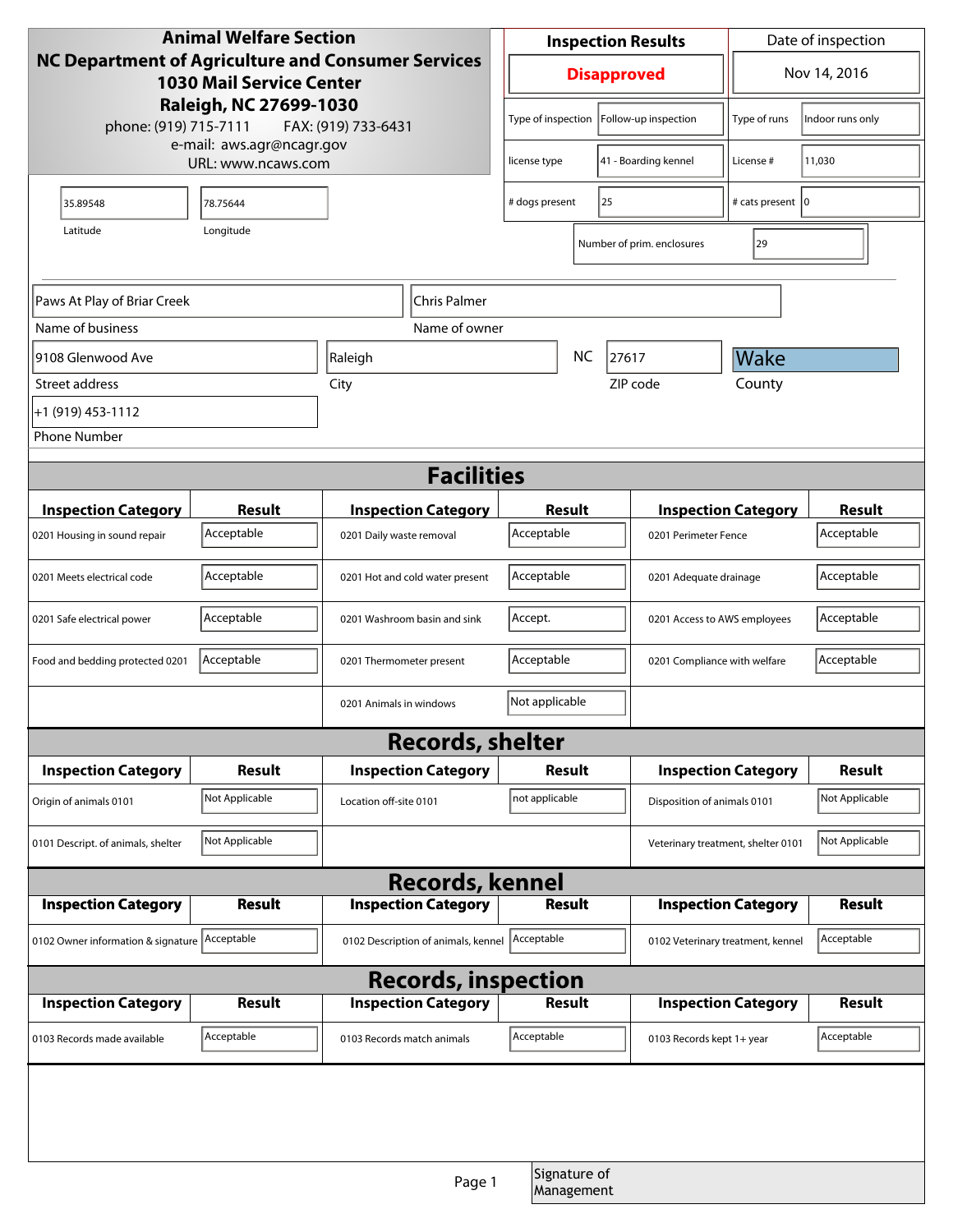**Animal Welfare Section**
**NC Department of Agriculture and Consumer Services**
**1030 Mail Service Center**
**Raleigh, NC 27699-1030**
phone: (919) 715-7111 FAX: (919) 733-6431
e-mail: aws.agr@ncagr.gov
URL: www.ncaws.com

| Inspection Results | Date of inspection |
|---|---|
| **Disapproved** | Nov 14, 2016 |

| | | | |
|---|---|---|---|
| Type of inspection | Follow-up inspection | Type of runs | Indoor runs only |
| license type | 41 - Boarding kennel | License # | 11,030 |
| # dogs present | 25 | # cats present | 0 |
| Number of prim. enclosures | 29 | | |

| Latitude | Longitude |
|---|---|
| 35.89548 | 78.75644 |

| Field | Value |
|---|---|
| Name of business | Paws At Play of Briar Creek |
| Name of owner | Chris Palmer |
| Street address | 9108 Glenwood Ave |
| City | Raleigh |
| State | NC |
| ZIP code | 27617 |
| County | Wake |
| Phone Number | +1 (919) 453-1112 |

## Facilities

| Inspection Category | Result | Inspection Category | Result | Inspection Category | Result |
|---|---|---|---|---|---|
| 0201 Housing in sound repair | Acceptable | 0201 Daily waste removal | Acceptable | 0201 Perimeter Fence | Acceptable |
| 0201 Meets electrical code | Acceptable | 0201 Hot and cold water present | Acceptable | 0201 Adequate drainage | Acceptable |
| 0201 Safe electrical power | Acceptable | 0201 Washroom basin and sink | Accept. | 0201 Access to AWS employees | Acceptable |
| Food and bedding protected 0201 | Acceptable | 0201 Thermometer present | Acceptable | 0201 Compliance with welfare | Acceptable |
| | | 0201 Animals in windows | Not applicable | | |

## Records, shelter

| Inspection Category | Result | Inspection Category | Result | Inspection Category | Result |
|---|---|---|---|---|---|
| Origin of animals 0101 | Not Applicable | Location off-site 0101 | not applicable | Disposition of animals 0101 | Not Applicable |
| 0101 Descript. of animals, shelter | Not Applicable | | | Veterinary treatment, shelter 0101 | Not Applicable |

## Records, kennel

| Inspection Category | Result | Inspection Category | Result | Inspection Category | Result |
|---|---|---|---|---|---|
| 0102 Owner information & signature | Acceptable | 0102 Description of animals, kennel | Acceptable | 0102 Veterinary treatment, kennel | Acceptable |

## Records, inspection

| Inspection Category | Result | Inspection Category | Result | Inspection Category | Result |
|---|---|---|---|---|---|
| 0103 Records made available | Acceptable | 0103 Records match animals | Acceptable | 0103 Records kept 1+ year | Acceptable |

Signature of Management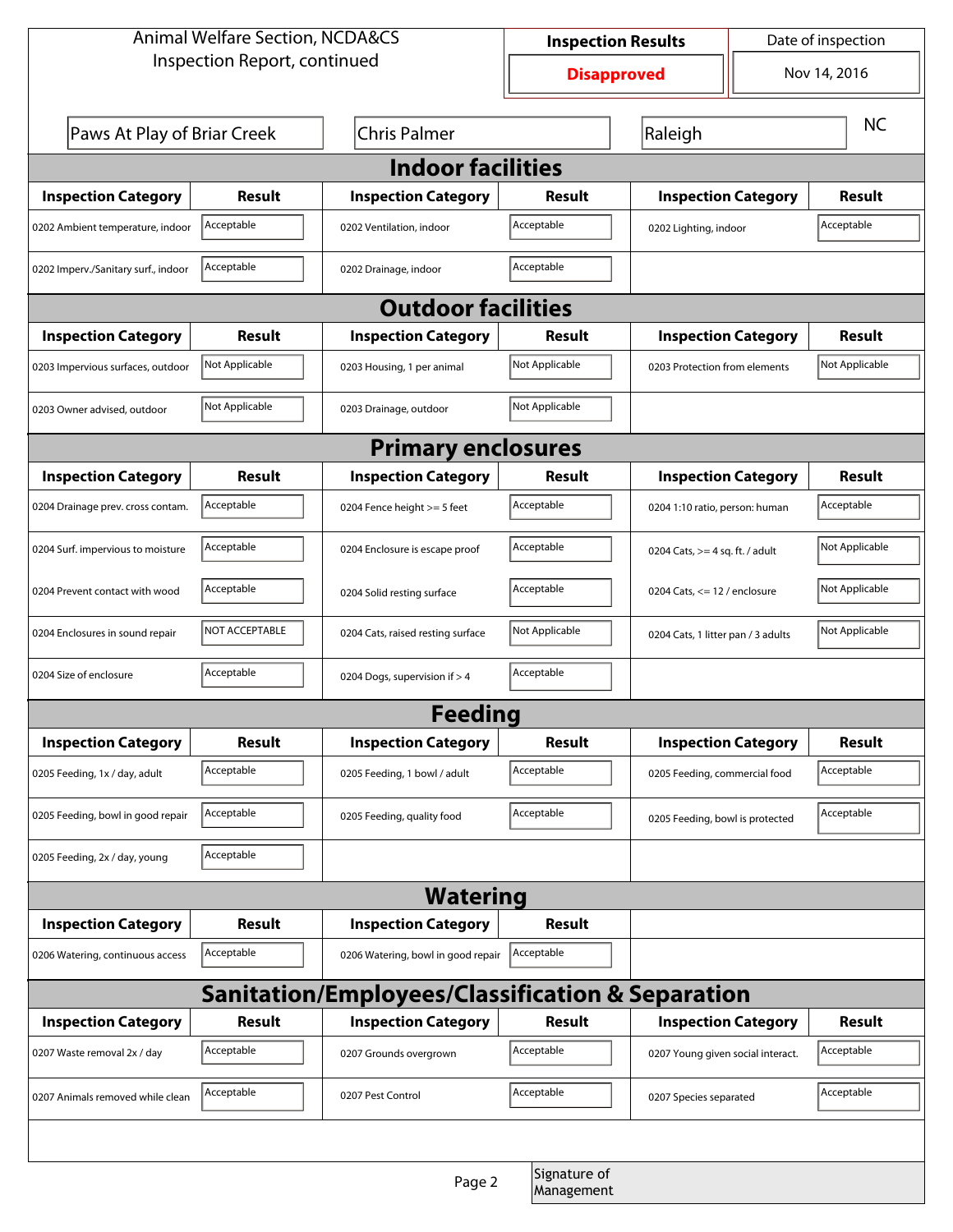Animal Welfare Section, NCDA&CS
Inspection Report, continued

| Inspection Results | Date of inspection |
|---|---|
| **Disapproved** | Nov 14, 2016 |

| Paws At Play of Briar Creek | Chris Palmer | Raleigh | NC |
|---|---|---|---|

## Indoor facilities

| Inspection Category | Result | Inspection Category | Result | Inspection Category | Result |
|---|---|---|---|---|---|
| 0202 Ambient temperature, indoor | Acceptable | 0202 Ventilation, indoor | Acceptable | 0202 Lighting, indoor | Acceptable |
| 0202 Imperv./Sanitary surf., indoor | Acceptable | 0202 Drainage, indoor | Acceptable | | |

## Outdoor facilities

| Inspection Category | Result | Inspection Category | Result | Inspection Category | Result |
|---|---|---|---|---|---|
| 0203 Impervious surfaces, outdoor | Not Applicable | 0203 Housing, 1 per animal | Not Applicable | 0203 Protection from elements | Not Applicable |
| 0203 Owner advised, outdoor | Not Applicable | 0203 Drainage, outdoor | Not Applicable | | |

## Primary enclosures

| Inspection Category | Result | Inspection Category | Result | Inspection Category | Result |
|---|---|---|---|---|---|
| 0204 Drainage prev. cross contam. | Acceptable | 0204 Fence height >= 5 feet | Acceptable | 0204 1:10 ratio, person: human | Acceptable |
| 0204 Surf. impervious to moisture | Acceptable | 0204 Enclosure is escape proof | Acceptable | 0204 Cats, >= 4 sq. ft. / adult | Not Applicable |
| 0204 Prevent contact with wood | Acceptable | 0204 Solid resting surface | Acceptable | 0204 Cats, <= 12 / enclosure | Not Applicable |
| 0204 Enclosures in sound repair | NOT ACCEPTABLE | 0204 Cats, raised resting surface | Not Applicable | 0204 Cats, 1 litter pan / 3 adults | Not Applicable |
| 0204 Size of enclosure | Acceptable | 0204 Dogs, supervision if > 4 | Acceptable | | |

## Feeding

| Inspection Category | Result | Inspection Category | Result | Inspection Category | Result |
|---|---|---|---|---|---|
| 0205 Feeding, 1x / day, adult | Acceptable | 0205 Feeding, 1 bowl / adult | Acceptable | 0205 Feeding, commercial food | Acceptable |
| 0205 Feeding, bowl in good repair | Acceptable | 0205 Feeding, quality food | Acceptable | 0205 Feeding, bowl is protected | Acceptable |
| 0205 Feeding, 2x / day, young | Acceptable | | | | |

## Watering

| Inspection Category | Result | Inspection Category | Result |
|---|---|---|---|
| 0206 Watering, continuous access | Acceptable | 0206 Watering, bowl in good repair | Acceptable |

## Sanitation/Employees/Classification & Separation

| Inspection Category | Result | Inspection Category | Result | Inspection Category | Result |
|---|---|---|---|---|---|
| 0207 Waste removal 2x / day | Acceptable | 0207 Grounds overgrown | Acceptable | 0207 Young given social interact. | Acceptable |
| 0207 Animals removed while clean | Acceptable | 0207 Pest Control | Acceptable | 0207 Species separated | Acceptable |

Signature of Management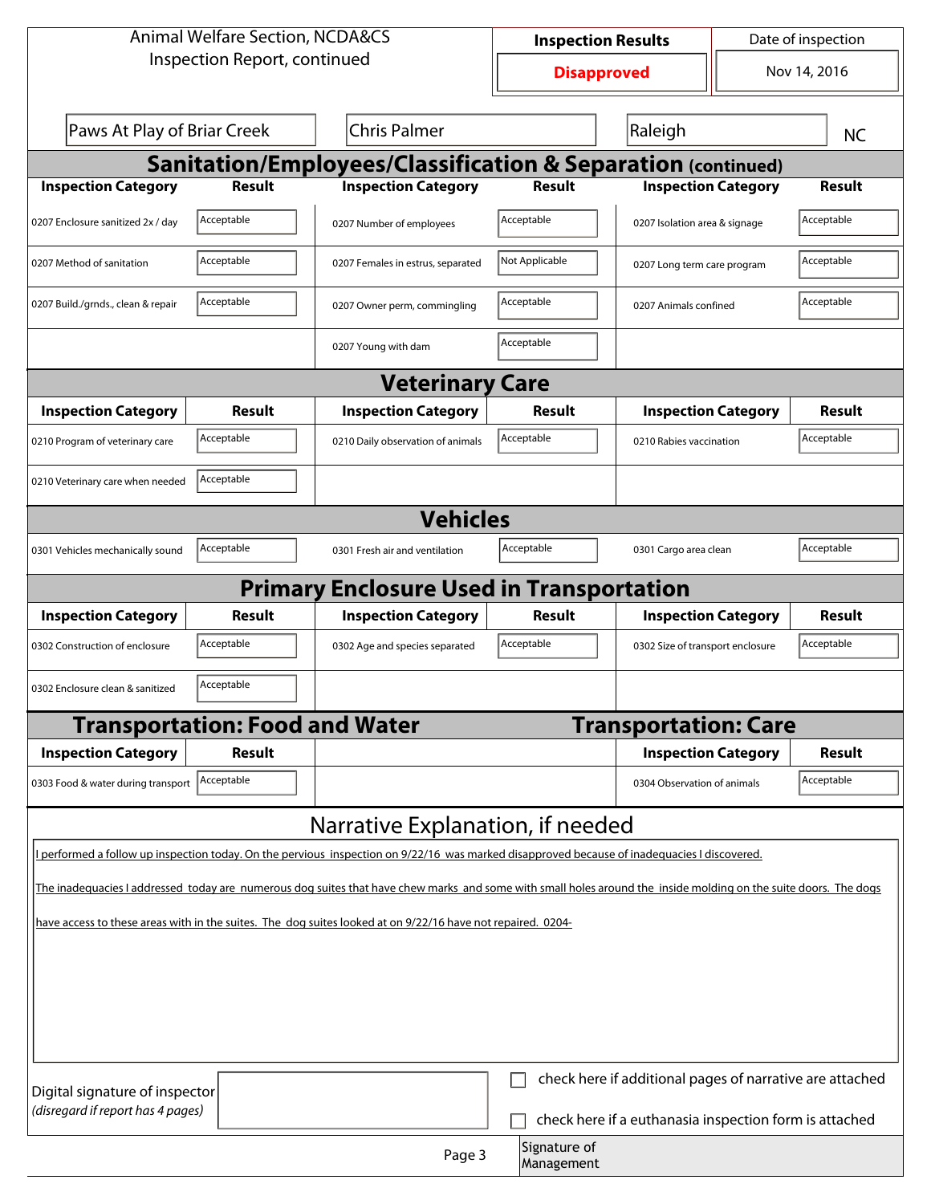Animal Welfare Section, NCDA&CS
Inspection Report, continued

| Inspection Results | Date of inspection |
| --- | --- |
| Disapproved | Nov 14, 2016 |

| Paws At Play of Briar Creek | Chris Palmer | Raleigh | NC |
| --- | --- | --- | --- |

## Sanitation/Employees/Classification & Separation (continued)

| Inspection Category | Result | Inspection Category | Result | Inspection Category | Result |
| --- | --- | --- | --- | --- | --- |
| 0207 Enclosure sanitized 2x / day | Acceptable | 0207 Number of employees | Acceptable | 0207 Isolation area & signage | Acceptable |
| 0207 Method of sanitation | Acceptable | 0207 Females in estrus, separated | Not Applicable | 0207 Long term care program | Acceptable |
| 0207 Build./grnds., clean & repair | Acceptable | 0207 Owner perm, commingling | Acceptable | 0207 Animals confined | Acceptable |
| | | 0207 Young with dam | Acceptable | | |

## Veterinary Care

| Inspection Category | Result | Inspection Category | Result | Inspection Category | Result |
| --- | --- | --- | --- | --- | --- |
| 0210 Program of veterinary care | Acceptable | 0210 Daily observation of animals | Acceptable | 0210 Rabies vaccination | Acceptable |
| 0210 Veterinary care when needed | Acceptable | | | | |

## Vehicles

| Inspection Category | Result | Inspection Category | Result | Inspection Category | Result |
| --- | --- | --- | --- | --- | --- |
| 0301 Vehicles mechanically sound | Acceptable | 0301 Fresh air and ventilation | Acceptable | 0301 Cargo area clean | Acceptable |

## Primary Enclosure Used in Transportation

| Inspection Category | Result | Inspection Category | Result | Inspection Category | Result |
| --- | --- | --- | --- | --- | --- |
| 0302 Construction of enclosure | Acceptable | 0302 Age and species separated | Acceptable | 0302 Size of transport enclosure | Acceptable |
| 0302 Enclosure clean & sanitized | Acceptable | | | | |

## Transportation: Food and Water

| Inspection Category | Result |
| --- | --- |
| 0303 Food & water during transport | Acceptable |

## Transportation: Care

| Inspection Category | Result |
| --- | --- |
| 0304 Observation of animals | Acceptable |

## Narrative Explanation, if needed

I performed a follow up inspection today. On the pervious inspection on 9/22/16 was marked disapproved because of inadequacies I discovered.

The inadequacies I addressed today are numerous dog suites that have chew marks and some with small holes around the inside molding on the suite doors. The dogs have access to these areas with in the suites. The dog suites looked at on 9/22/16 have not repaired. 0204-

Digital signature of inspector
*(disregard if report has 4 pages)*

☐ check here if additional pages of narrative are attached

☐ check here if a euthanasia inspection form is attached

Signature of Management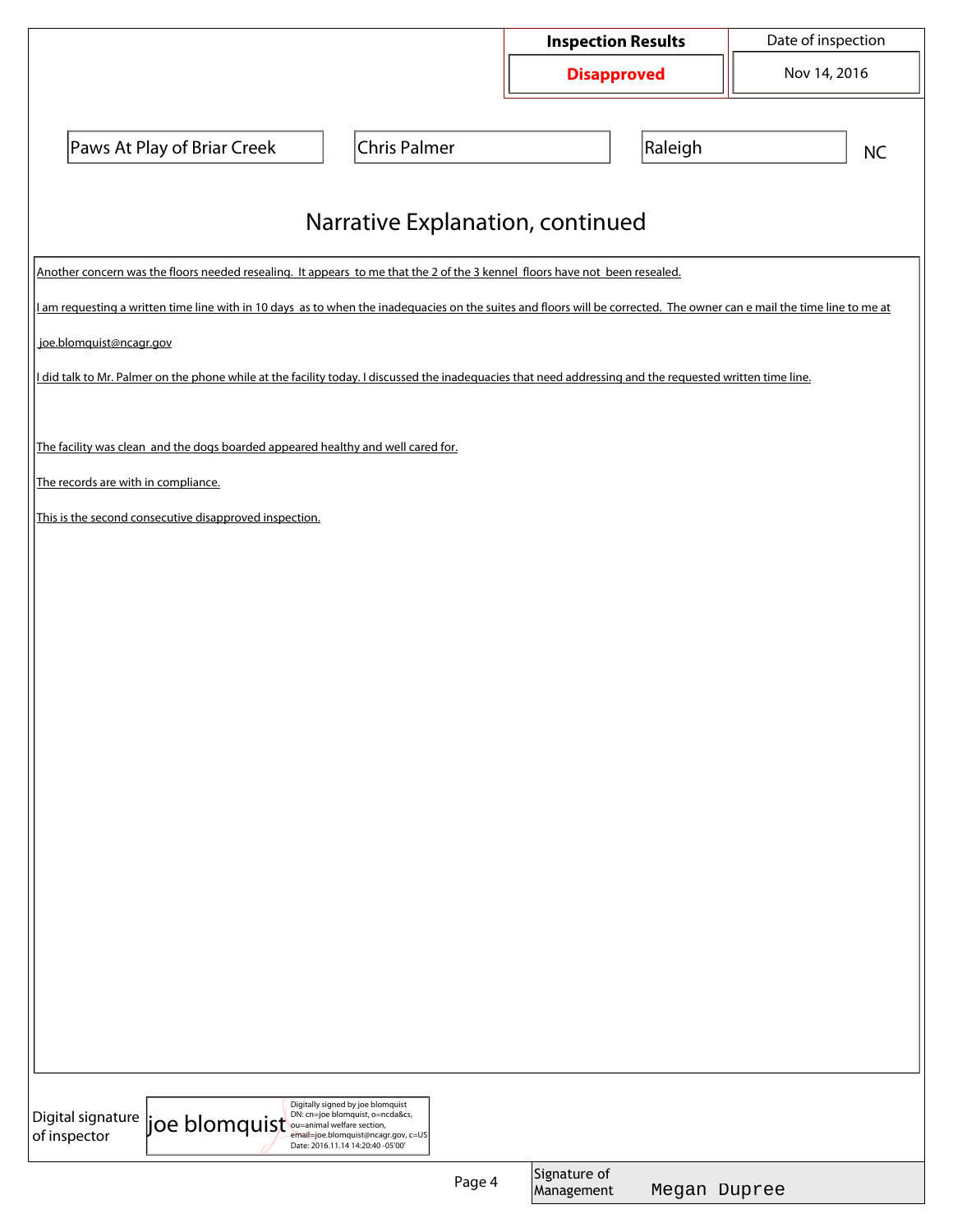| Inspection Results | Date of inspection |
|---|---|
| **Disapproved** | Nov 14, 2016 |

| | | | |
|---|---|---|---|
| Paws At Play of Briar Creek | Chris Palmer | Raleigh | NC |

## Narrative Explanation, continued

Another concern was the floors needed resealing. It appears to me that the 2 of the 3 kennel floors have not been resealed.

I am requesting a written time line with in 10 days as to when the inadequacies on the suites and floors will be corrected. The owner can e mail the time line to me at

joe.blomquist@ncagr.gov

I did talk to Mr. Palmer on the phone while at the facility today. I discussed the inadequacies that need addressing and the requested written time line.

The facility was clean and the dogs boarded appeared healthy and well cared for.

The records are with in compliance.

This is the second consecutive disapproved inspection.

Digital signature of inspector: joe blomquist

Digitally signed by joe blomquist
DN: cn=joe blomquist, o=ncda&cs, ou=animal welfare section, email=joe.blomquist@ncagr.gov, c=US
Date: 2016.11.14 14:20:40 -05'00'

Signature of Management: Megan Dupree